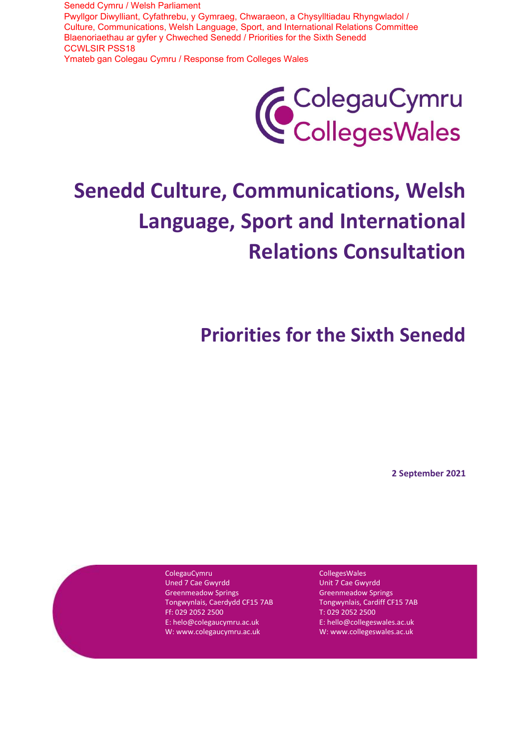Senedd Cymru / Welsh Parliament
Pwyllgor Diwylliant, Cyfathrebu, y Gymraeg, Chwaraeon, a Chysylltiadau Rhyngwladol / Culture, Communications, Welsh Language, Sport, and International Relations Committee
Blaenoriaethau ar gyfer y Chweched Senedd / Priorities for the Sixth Senedd
CCWLSIR PSS18
Ymateb gan Colegau Cymru / Response from Colleges Wales

ColegauCymru
CollegesWales

# Senedd Culture, Communications, Welsh Language, Sport and International Relations Consultation

## Priorities for the Sixth Senedd

**2 September 2021**

ColegauCymru
Uned 7 Cae Gwyrdd
Greenmeadow Springs
Tongwynlais, Caerdydd CF15 7AB
Ff: 029 2052 2500
E: helo@colegaucymru.ac.uk
W: www.colegaucymru.ac.uk

CollegesWales
Unit 7 Cae Gwyrdd
Greenmeadow Springs
Tongwynlais, Cardiff CF15 7AB
T: 029 2052 2500
E: hello@collegeswales.ac.uk
W: www.collegeswales.ac.uk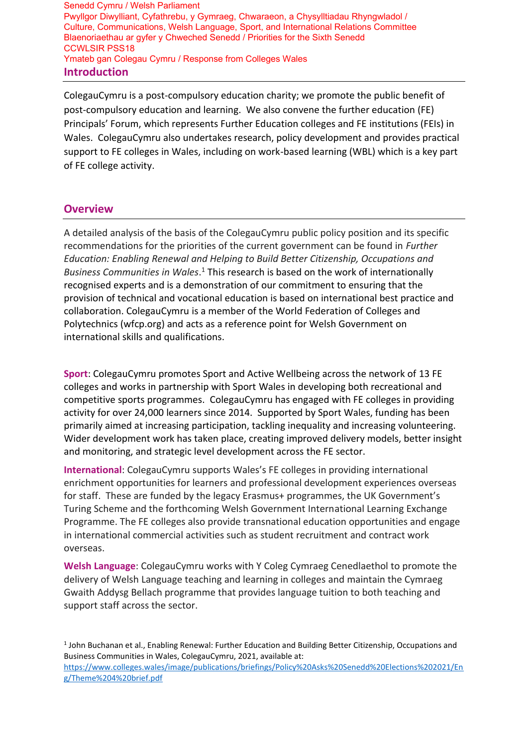Senedd Cymru / Welsh Parliament
Pwyllgor Diwylliant, Cyfathrebu, y Gymraeg, Chwaraeon, a Chysylltiadau Rhyngwladol / Culture, Communications, Welsh Language, Sport, and International Relations Committee
Blaenoriaethau ar gyfer y Chweched Senedd / Priorities for the Sixth Senedd
CCWLSIR PSS18
Ymateb gan Colegau Cymru / Response from Colleges Wales

## Introduction

ColegauCymru is a post-compulsory education charity; we promote the public benefit of post-compulsory education and learning. We also convene the further education (FE) Principals' Forum, which represents Further Education colleges and FE institutions (FEIs) in Wales. ColegauCymru also undertakes research, policy development and provides practical support to FE colleges in Wales, including on work-based learning (WBL) which is a key part of FE college activity.

## Overview

A detailed analysis of the basis of the ColegauCymru public policy position and its specific recommendations for the priorities of the current government can be found in *Further Education: Enabling Renewal and Helping to Build Better Citizenship, Occupations and Business Communities in Wales*.[1] This research is based on the work of internationally recognised experts and is a demonstration of our commitment to ensuring that the provision of technical and vocational education is based on international best practice and collaboration. ColegauCymru is a member of the World Federation of Colleges and Polytechnics (wfcp.org) and acts as a reference point for Welsh Government on international skills and qualifications.

**Sport**: ColegauCymru promotes Sport and Active Wellbeing across the network of 13 FE colleges and works in partnership with Sport Wales in developing both recreational and competitive sports programmes. ColegauCymru has engaged with FE colleges in providing activity for over 24,000 learners since 2014. Supported by Sport Wales, funding has been primarily aimed at increasing participation, tackling inequality and increasing volunteering. Wider development work has taken place, creating improved delivery models, better insight and monitoring, and strategic level development across the FE sector.

**International**: ColegauCymru supports Wales's FE colleges in providing international enrichment opportunities for learners and professional development experiences overseas for staff. These are funded by the legacy Erasmus+ programmes, the UK Government's Turing Scheme and the forthcoming Welsh Government International Learning Exchange Programme. The FE colleges also provide transnational education opportunities and engage in international commercial activities such as student recruitment and contract work overseas.

**Welsh Language**: ColegauCymru works with Y Coleg Cymraeg Cenedlaethol to promote the delivery of Welsh Language teaching and learning in colleges and maintain the Cymraeg Gwaith Addysg Bellach programme that provides language tuition to both teaching and support staff across the sector.

[1] John Buchanan et al., Enabling Renewal: Further Education and Building Better Citizenship, Occupations and Business Communities in Wales, ColegauCymru, 2021, available at: https://www.colleges.wales/image/publications/briefings/Policy%20Asks%20Senedd%20Elections%202021/Eng/Theme%204%20brief.pdf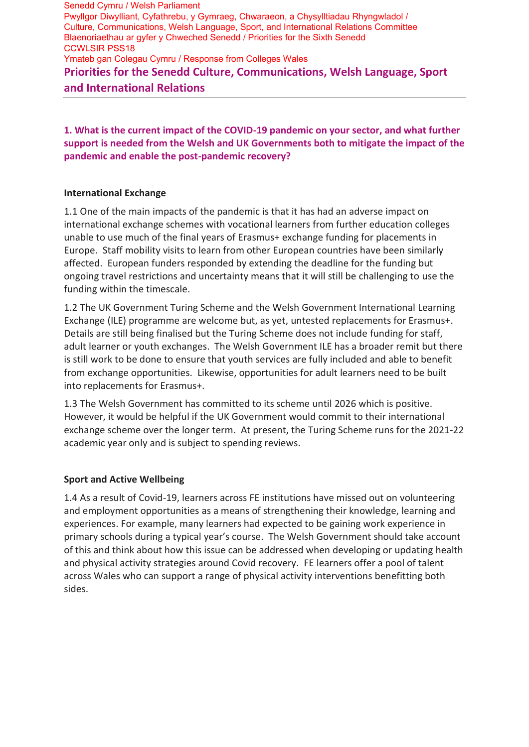Senedd Cymru / Welsh Parliament
Pwyllgor Diwylliant, Cyfathrebu, y Gymraeg, Chwaraeon, a Chysylltiadau Rhyngwladol / Culture, Communications, Welsh Language, Sport, and International Relations Committee
Blaenoriaethau ar gyfer y Chweched Senedd / Priorities for the Sixth Senedd
CCWLSIR PSS18
Ymateb gan Colegau Cymru / Response from Colleges Wales

# Priorities for the Senedd Culture, Communications, Welsh Language, Sport and International Relations

## 1. What is the current impact of the COVID-19 pandemic on your sector, and what further support is needed from the Welsh and UK Governments both to mitigate the impact of the pandemic and enable the post-pandemic recovery?

### International Exchange

1.1 One of the main impacts of the pandemic is that it has had an adverse impact on international exchange schemes with vocational learners from further education colleges unable to use much of the final years of Erasmus+ exchange funding for placements in Europe. Staff mobility visits to learn from other European countries have been similarly affected. European funders responded by extending the deadline for the funding but ongoing travel restrictions and uncertainty means that it will still be challenging to use the funding within the timescale.

1.2 The UK Government Turing Scheme and the Welsh Government International Learning Exchange (ILE) programme are welcome but, as yet, untested replacements for Erasmus+. Details are still being finalised but the Turing Scheme does not include funding for staff, adult learner or youth exchanges. The Welsh Government ILE has a broader remit but there is still work to be done to ensure that youth services are fully included and able to benefit from exchange opportunities. Likewise, opportunities for adult learners need to be built into replacements for Erasmus+.

1.3 The Welsh Government has committed to its scheme until 2026 which is positive. However, it would be helpful if the UK Government would commit to their international exchange scheme over the longer term. At present, the Turing Scheme runs for the 2021-22 academic year only and is subject to spending reviews.

### Sport and Active Wellbeing

1.4 As a result of Covid-19, learners across FE institutions have missed out on volunteering and employment opportunities as a means of strengthening their knowledge, learning and experiences. For example, many learners had expected to be gaining work experience in primary schools during a typical year's course. The Welsh Government should take account of this and think about how this issue can be addressed when developing or updating health and physical activity strategies around Covid recovery. FE learners offer a pool of talent across Wales who can support a range of physical activity interventions benefitting both sides.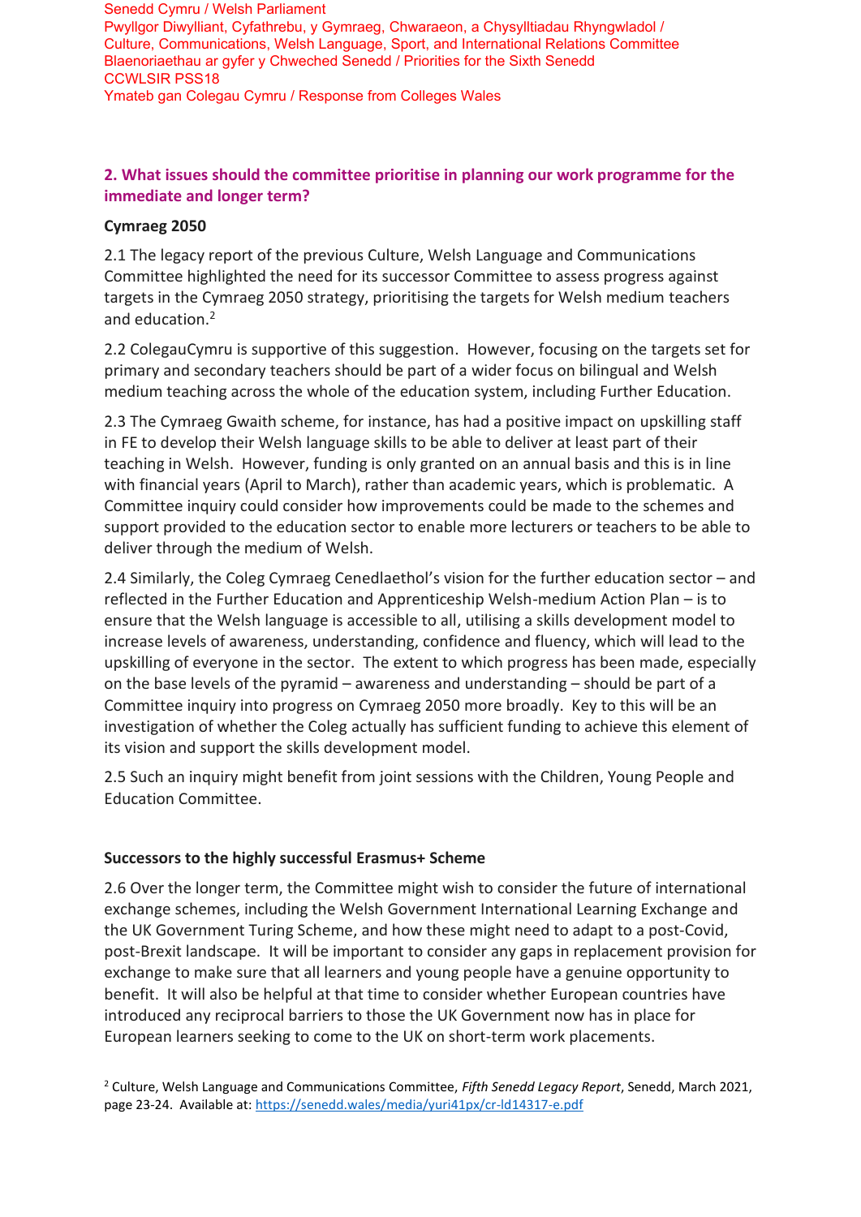Senedd Cymru / Welsh Parliament
Pwyllgor Diwylliant, Cyfathrebu, y Gymraeg, Chwaraeon, a Chysylltiadau Rhyngwladol / Culture, Communications, Welsh Language, Sport, and International Relations Committee
Blaenoriaethau ar gyfer y Chweched Senedd / Priorities for the Sixth Senedd
CCWLSIR PSS18
Ymateb gan Colegau Cymru / Response from Colleges Wales

## 2. What issues should the committee prioritise in planning our work programme for the immediate and longer term?

### Cymraeg 2050

2.1 The legacy report of the previous Culture, Welsh Language and Communications Committee highlighted the need for its successor Committee to assess progress against targets in the Cymraeg 2050 strategy, prioritising the targets for Welsh medium teachers and education.[2]

2.2 ColegauCymru is supportive of this suggestion. However, focusing on the targets set for primary and secondary teachers should be part of a wider focus on bilingual and Welsh medium teaching across the whole of the education system, including Further Education.

2.3 The Cymraeg Gwaith scheme, for instance, has had a positive impact on upskilling staff in FE to develop their Welsh language skills to be able to deliver at least part of their teaching in Welsh. However, funding is only granted on an annual basis and this is in line with financial years (April to March), rather than academic years, which is problematic. A Committee inquiry could consider how improvements could be made to the schemes and support provided to the education sector to enable more lecturers or teachers to be able to deliver through the medium of Welsh.

2.4 Similarly, the Coleg Cymraeg Cenedlaethol's vision for the further education sector – and reflected in the Further Education and Apprenticeship Welsh-medium Action Plan – is to ensure that the Welsh language is accessible to all, utilising a skills development model to increase levels of awareness, understanding, confidence and fluency, which will lead to the upskilling of everyone in the sector. The extent to which progress has been made, especially on the base levels of the pyramid – awareness and understanding – should be part of a Committee inquiry into progress on Cymraeg 2050 more broadly. Key to this will be an investigation of whether the Coleg actually has sufficient funding to achieve this element of its vision and support the skills development model.

2.5 Such an inquiry might benefit from joint sessions with the Children, Young People and Education Committee.

### Successors to the highly successful Erasmus+ Scheme

2.6 Over the longer term, the Committee might wish to consider the future of international exchange schemes, including the Welsh Government International Learning Exchange and the UK Government Turing Scheme, and how these might need to adapt to a post-Covid, post-Brexit landscape. It will be important to consider any gaps in replacement provision for exchange to make sure that all learners and young people have a genuine opportunity to benefit. It will also be helpful at that time to consider whether European countries have introduced any reciprocal barriers to those the UK Government now has in place for European learners seeking to come to the UK on short-term work placements.

[2] Culture, Welsh Language and Communications Committee, *Fifth Senedd Legacy Report*, Senedd, March 2021, page 23-24. Available at: https://senedd.wales/media/yuri41px/cr-ld14317-e.pdf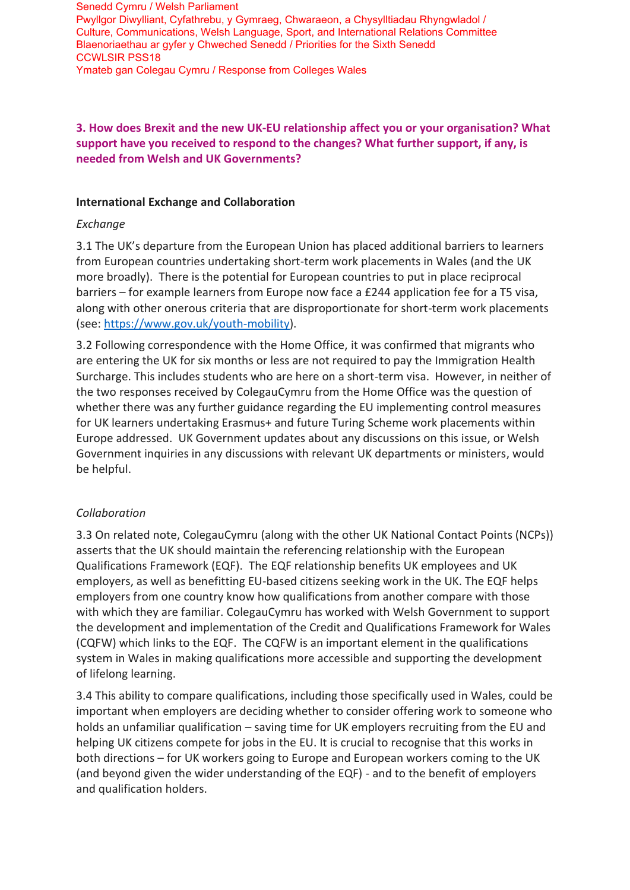Senedd Cymru / Welsh Parliament
Pwyllgor Diwylliant, Cyfathrebu, y Gymraeg, Chwaraeon, a Chysylltiadau Rhyngwladol / Culture, Communications, Welsh Language, Sport, and International Relations Committee
Blaenoriaethau ar gyfer y Chweched Senedd / Priorities for the Sixth Senedd
CCWLSIR PSS18
Ymateb gan Colegau Cymru / Response from Colleges Wales

### 3. How does Brexit and the new UK-EU relationship affect you or your organisation? What support have you received to respond to the changes? What further support, if any, is needed from Welsh and UK Governments?

#### International Exchange and Collaboration

*Exchange*

3.1 The UK's departure from the European Union has placed additional barriers to learners from European countries undertaking short-term work placements in Wales (and the UK more broadly). There is the potential for European countries to put in place reciprocal barriers – for example learners from Europe now face a £244 application fee for a T5 visa, along with other onerous criteria that are disproportionate for short-term work placements (see: [https://www.gov.uk/youth-mobility](https://www.gov.uk/youth-mobility)).

3.2 Following correspondence with the Home Office, it was confirmed that migrants who are entering the UK for six months or less are not required to pay the Immigration Health Surcharge. This includes students who are here on a short-term visa. However, in neither of the two responses received by ColegauCymru from the Home Office was the question of whether there was any further guidance regarding the EU implementing control measures for UK learners undertaking Erasmus+ and future Turing Scheme work placements within Europe addressed. UK Government updates about any discussions on this issue, or Welsh Government inquiries in any discussions with relevant UK departments or ministers, would be helpful.

*Collaboration*

3.3 On related note, ColegauCymru (along with the other UK National Contact Points (NCPs)) asserts that the UK should maintain the referencing relationship with the European Qualifications Framework (EQF). The EQF relationship benefits UK employees and UK employers, as well as benefitting EU-based citizens seeking work in the UK. The EQF helps employers from one country know how qualifications from another compare with those with which they are familiar. ColegauCymru has worked with Welsh Government to support the development and implementation of the Credit and Qualifications Framework for Wales (CQFW) which links to the EQF. The CQFW is an important element in the qualifications system in Wales in making qualifications more accessible and supporting the development of lifelong learning.

3.4 This ability to compare qualifications, including those specifically used in Wales, could be important when employers are deciding whether to consider offering work to someone who holds an unfamiliar qualification – saving time for UK employers recruiting from the EU and helping UK citizens compete for jobs in the EU. It is crucial to recognise that this works in both directions – for UK workers going to Europe and European workers coming to the UK (and beyond given the wider understanding of the EQF) - and to the benefit of employers and qualification holders.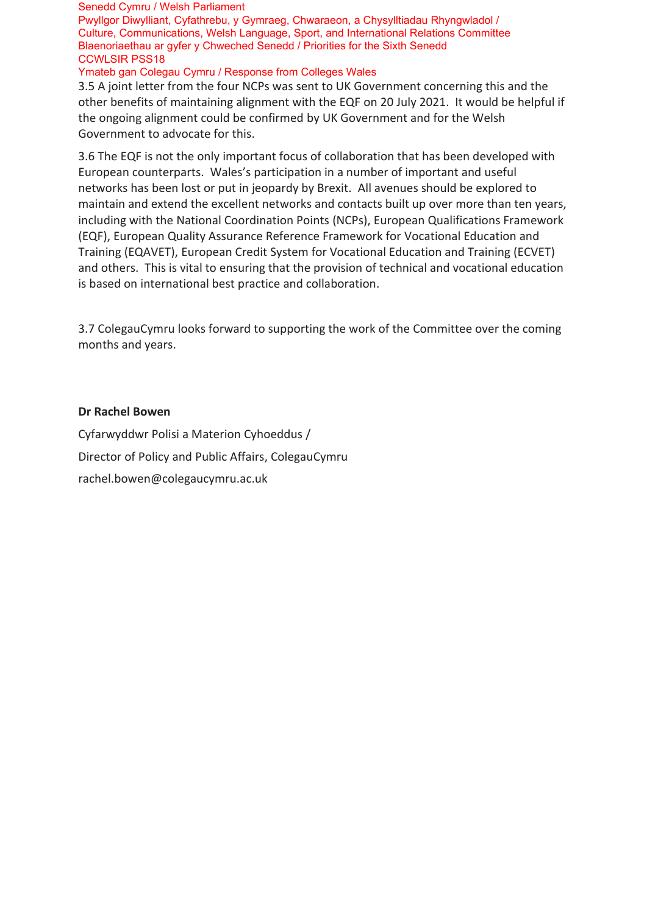3.5 A joint letter from the four NCPs was sent to UK Government concerning this and the other benefits of maintaining alignment with the EQF on 20 July 2021. It would be helpful if the ongoing alignment could be confirmed by UK Government and for the Welsh Government to advocate for this.

3.6 The EQF is not the only important focus of collaboration that has been developed with European counterparts. Wales's participation in a number of important and useful networks has been lost or put in jeopardy by Brexit. All avenues should be explored to maintain and extend the excellent networks and contacts built up over more than ten years, including with the National Coordination Points (NCPs), European Qualifications Framework (EQF), European Quality Assurance Reference Framework for Vocational Education and Training (EQAVET), European Credit System for Vocational Education and Training (ECVET) and others. This is vital to ensuring that the provision of technical and vocational education is based on international best practice and collaboration.

3.7 ColegauCymru looks forward to supporting the work of the Committee over the coming months and years.

**Dr Rachel Bowen**

Cyfarwyddwr Polisi a Materion Cyhoeddus /

Director of Policy and Public Affairs, ColegauCymru

rachel.bowen@colegaucymru.ac.uk